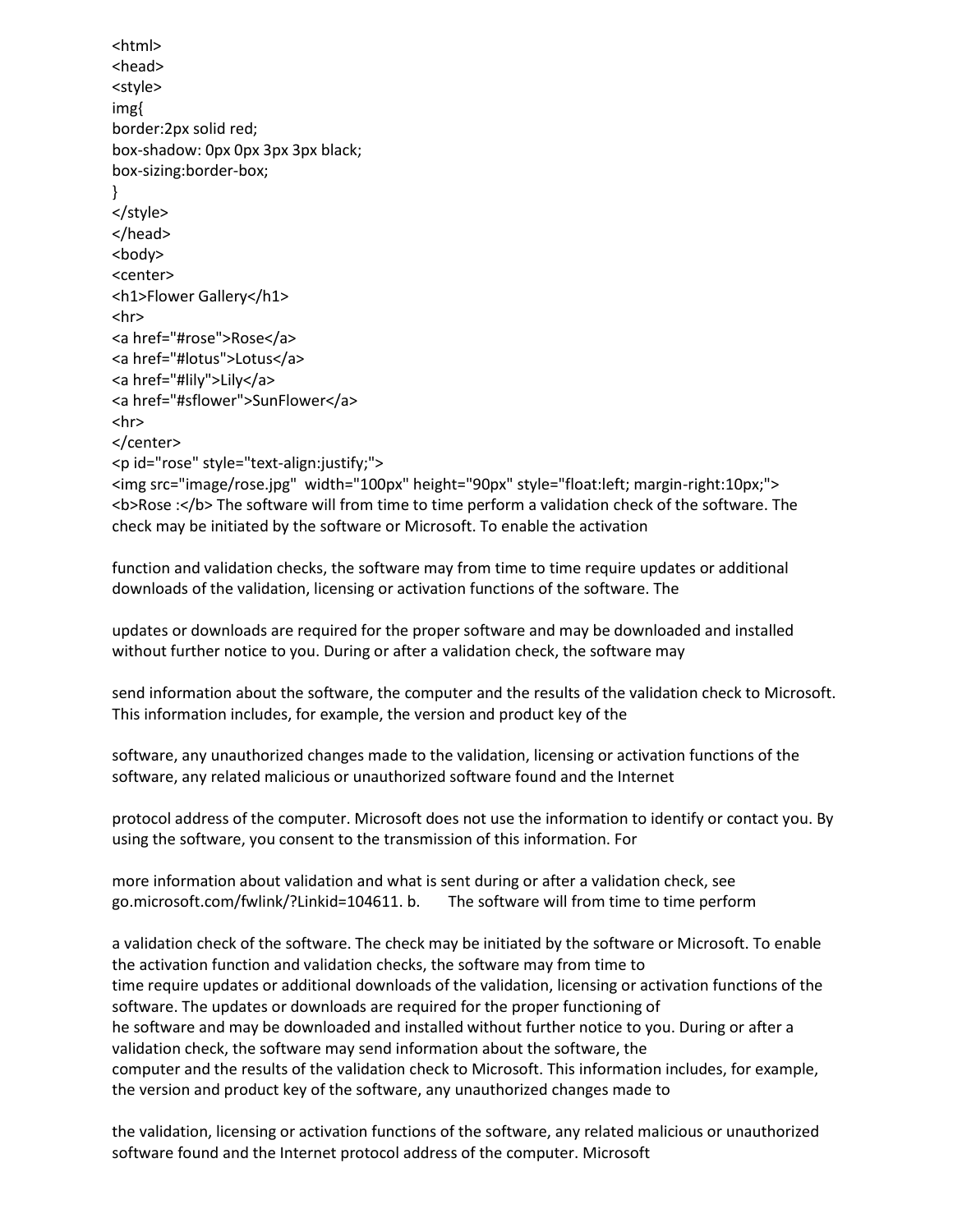```html
<html>
<head>
<style>
img{
border:2px solid red;
box-shadow: 0px 0px 3px 3px black;
box-sizing:border-box;
}
</style>
</head>
<body>
<center>
<h1>Flower Gallery</h1>
<hr>
<a href="#rose">Rose</a>
<a href="#lotus">Lotus</a>
<a href="#lily">Lily</a>
<a href="#sflower">SunFlower</a>
<hr>
</center>
<p id="rose" style="text-align:justify;">
<img src="image/rose.jpg"  width="100px" height="90px" style="float:left; margin-right:10px;">
<b>Rose :</b> The software will from time to time perform a validation check of the software. The
check may be initiated by the software or Microsoft. To enable the activation

function and validation checks, the software may from time to time require updates or additional
downloads of the validation, licensing or activation functions of the software. The

updates or downloads are required for the proper software and may be downloaded and installed
without further notice to you. During or after a validation check, the software may

send information about the software, the computer and the results of the validation check to Microsoft.
This information includes, for example, the version and product key of the

software, any unauthorized changes made to the validation, licensing or activation functions of the
software, any related malicious or unauthorized software found and the Internet

protocol address of the computer. Microsoft does not use the information to identify or contact you. By
using the software, you consent to the transmission of this information. For

more information about validation and what is sent during or after a validation check, see
go.microsoft.com/fwlink/?Linkid=104611. b.       The software will from time to time perform

a validation check of the software. The check may be initiated by the software or Microsoft. To enable
the activation function and validation checks, the software may from time to
time require updates or additional downloads of the validation, licensing or activation functions of the
software. The updates or downloads are required for the proper functioning of
he software and may be downloaded and installed without further notice to you. During or after a
validation check, the software may send information about the software, the
computer and the results of the validation check to Microsoft. This information includes, for example,
the version and product key of the software, any unauthorized changes made to

the validation, licensing or activation functions of the software, any related malicious or unauthorized
software found and the Internet protocol address of the computer. Microsoft
```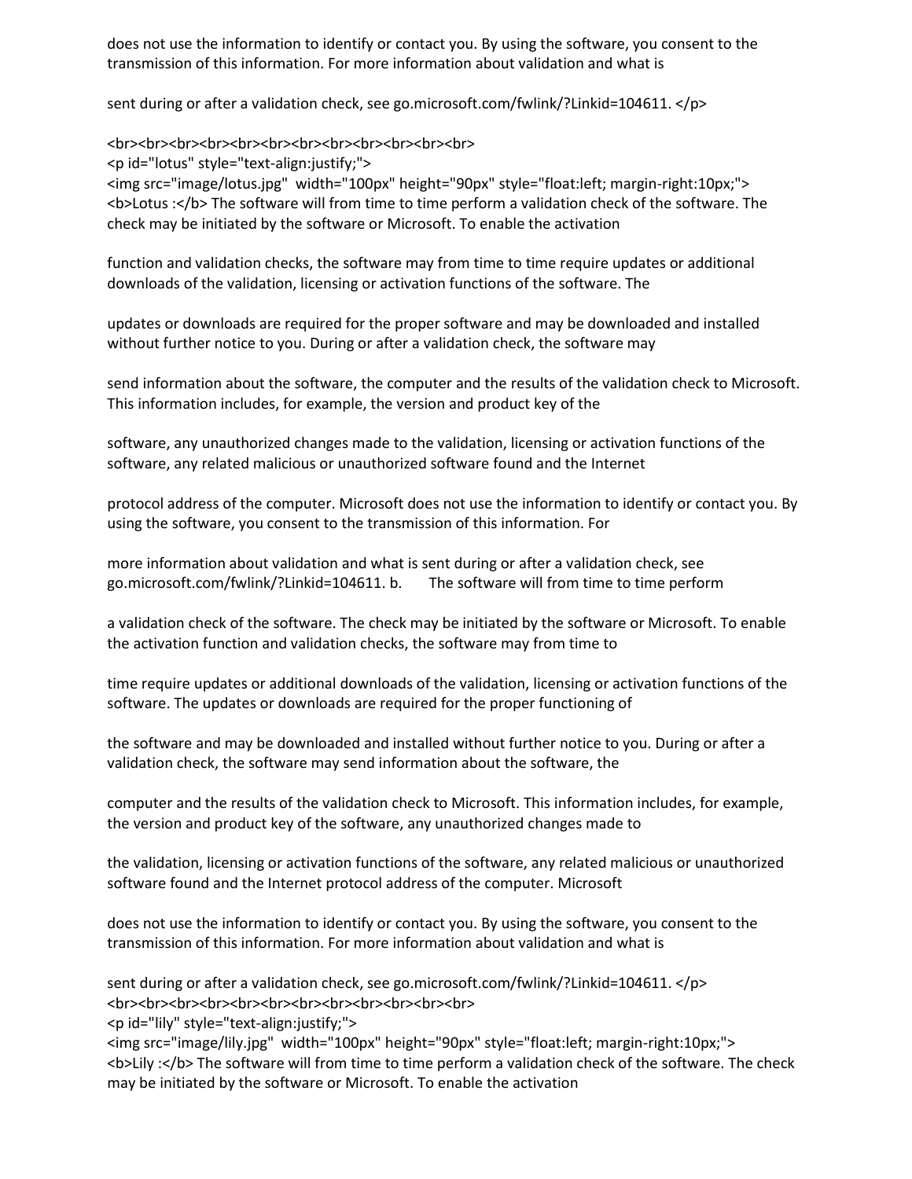does not use the information to identify or contact you. By using the software, you consent to the transmission of this information. For more information about validation and what is

sent during or after a validation check, see go.microsoft.com/fwlink/?Linkid=104611. </p>

<br><br><br><br><br><br><br><br><br><br><br><br>
<p id="lotus" style="text-align:justify;">
<img src="image/lotus.jpg"  width="100px" height="90px" style="float:left; margin-right:10px;">
<b>Lotus :</b> The software will from time to time perform a validation check of the software. The check may be initiated by the software or Microsoft. To enable the activation

function and validation checks, the software may from time to time require updates or additional downloads of the validation, licensing or activation functions of the software. The

updates or downloads are required for the proper software and may be downloaded and installed without further notice to you. During or after a validation check, the software may

send information about the software, the computer and the results of the validation check to Microsoft. This information includes, for example, the version and product key of the

software, any unauthorized changes made to the validation, licensing or activation functions of the software, any related malicious or unauthorized software found and the Internet

protocol address of the computer. Microsoft does not use the information to identify or contact you. By using the software, you consent to the transmission of this information. For

more information about validation and what is sent during or after a validation check, see go.microsoft.com/fwlink/?Linkid=104611. b.       The software will from time to time perform

a validation check of the software. The check may be initiated by the software or Microsoft. To enable the activation function and validation checks, the software may from time to

time require updates or additional downloads of the validation, licensing or activation functions of the software. The updates or downloads are required for the proper functioning of

the software and may be downloaded and installed without further notice to you. During or after a validation check, the software may send information about the software, the

computer and the results of the validation check to Microsoft. This information includes, for example, the version and product key of the software, any unauthorized changes made to

the validation, licensing or activation functions of the software, any related malicious or unauthorized software found and the Internet protocol address of the computer. Microsoft

does not use the information to identify or contact you. By using the software, you consent to the transmission of this information. For more information about validation and what is

sent during or after a validation check, see go.microsoft.com/fwlink/?Linkid=104611. </p>
<br><br><br><br><br><br><br><br><br><br><br><br>
<p id="lily" style="text-align:justify;">
<img src="image/lily.jpg"  width="100px" height="90px" style="float:left; margin-right:10px;">
<b>Lily :</b> The software will from time to time perform a validation check of the software. The check may be initiated by the software or Microsoft. To enable the activation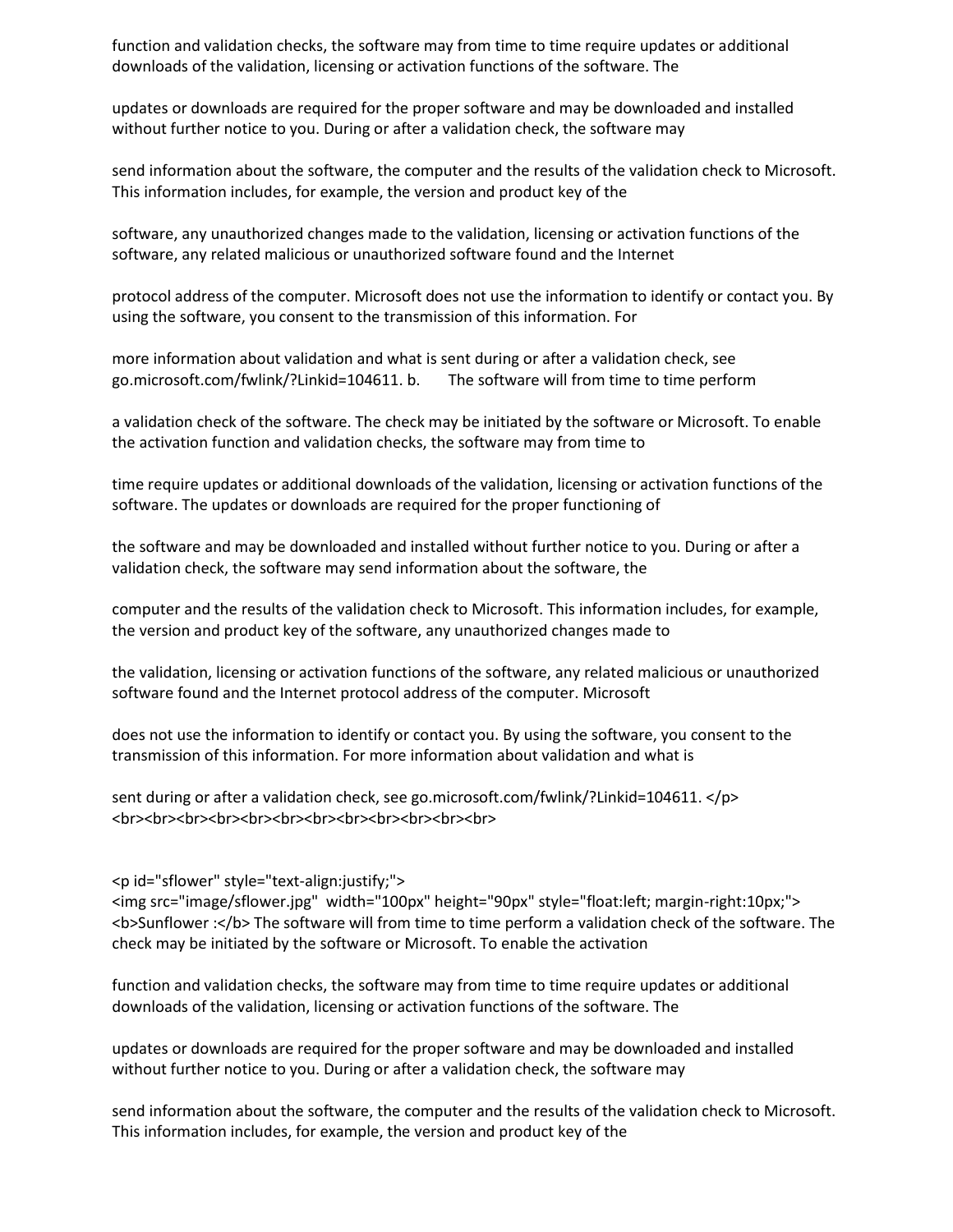function and validation checks, the software may from time to time require updates or additional downloads of the validation, licensing or activation functions of the software. The

updates or downloads are required for the proper software and may be downloaded and installed without further notice to you. During or after a validation check, the software may

send information about the software, the computer and the results of the validation check to Microsoft. This information includes, for example, the version and product key of the

software, any unauthorized changes made to the validation, licensing or activation functions of the software, any related malicious or unauthorized software found and the Internet

protocol address of the computer. Microsoft does not use the information to identify or contact you. By using the software, you consent to the transmission of this information. For

more information about validation and what is sent during or after a validation check, see go.microsoft.com/fwlink/?Linkid=104611. b. The software will from time to time perform

a validation check of the software. The check may be initiated by the software or Microsoft. To enable the activation function and validation checks, the software may from time to

time require updates or additional downloads of the validation, licensing or activation functions of the software. The updates or downloads are required for the proper functioning of

the software and may be downloaded and installed without further notice to you. During or after a validation check, the software may send information about the software, the

computer and the results of the validation check to Microsoft. This information includes, for example, the version and product key of the software, any unauthorized changes made to

the validation, licensing or activation functions of the software, any related malicious or unauthorized software found and the Internet protocol address of the computer. Microsoft

does not use the information to identify or contact you. By using the software, you consent to the transmission of this information. For more information about validation and what is

sent during or after a validation check, see go.microsoft.com/fwlink/?Linkid=104611. </p>
<br><br><br><br><br><br><br><br><br><br><br><br>

<p id="sflower" style="text-align:justify;">
<img src="image/sflower.jpg" width="100px" height="90px" style="float:left; margin-right:10px;">
<b>Sunflower :</b> The software will from time to time perform a validation check of the software. The check may be initiated by the software or Microsoft. To enable the activation

function and validation checks, the software may from time to time require updates or additional downloads of the validation, licensing or activation functions of the software. The

updates or downloads are required for the proper software and may be downloaded and installed without further notice to you. During or after a validation check, the software may

send information about the software, the computer and the results of the validation check to Microsoft. This information includes, for example, the version and product key of the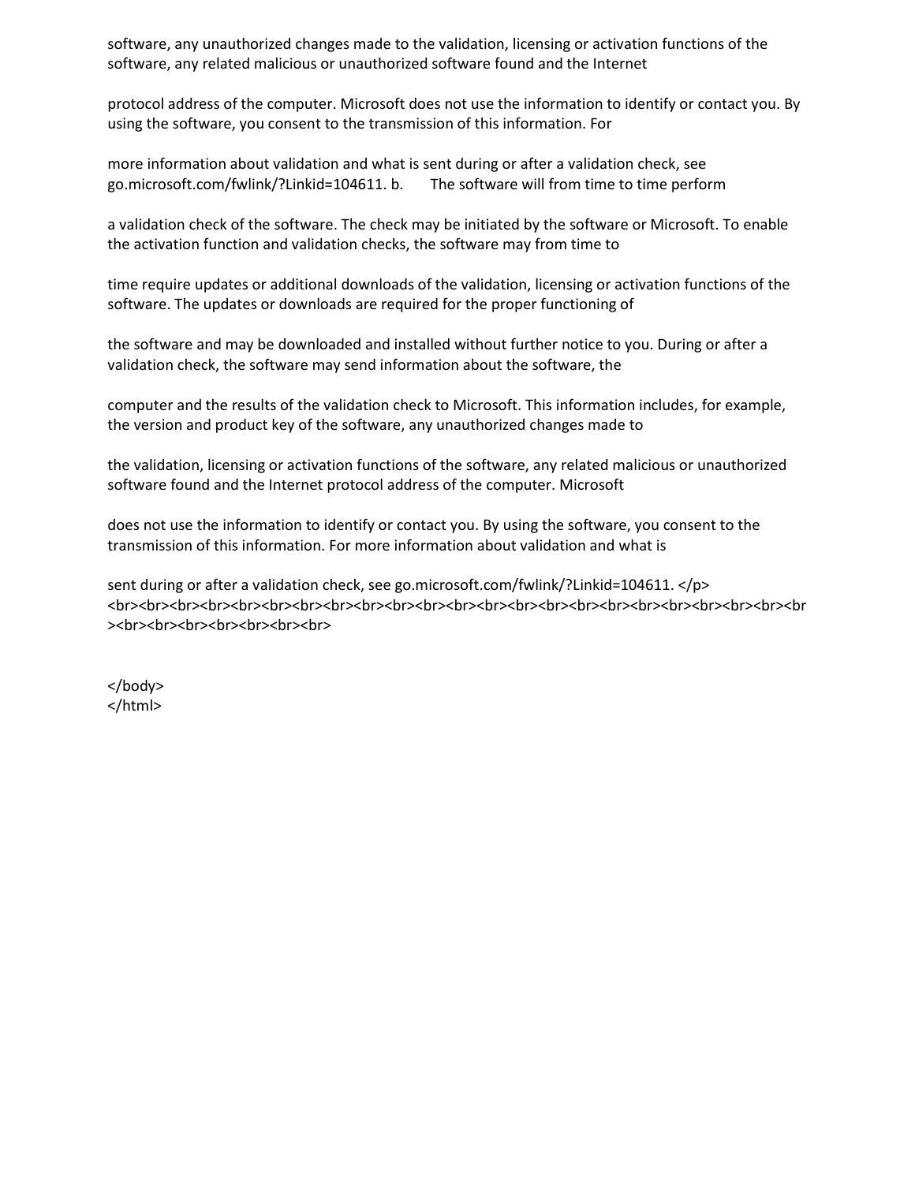software, any unauthorized changes made to the validation, licensing or activation functions of the software, any related malicious or unauthorized software found and the Internet

protocol address of the computer. Microsoft does not use the information to identify or contact you. By using the software, you consent to the transmission of this information. For

more information about validation and what is sent during or after a validation check, see go.microsoft.com/fwlink/?Linkid=104611. b. The software will from time to time perform

a validation check of the software. The check may be initiated by the software or Microsoft. To enable the activation function and validation checks, the software may from time to

time require updates or additional downloads of the validation, licensing or activation functions of the software. The updates or downloads are required for the proper functioning of

the software and may be downloaded and installed without further notice to you. During or after a validation check, the software may send information about the software, the

computer and the results of the validation check to Microsoft. This information includes, for example, the version and product key of the software, any unauthorized changes made to

the validation, licensing or activation functions of the software, any related malicious or unauthorized software found and the Internet protocol address of the computer. Microsoft

does not use the information to identify or contact you. By using the software, you consent to the transmission of this information. For more information about validation and what is

sent during or after a validation check, see go.microsoft.com/fwlink/?Linkid=104611. </p>
<br><br><br><br><br><br><br><br><br><br><br><br><br><br><br><br><br><br><br><br><br><br><br><br><br><br><br><br><br><br><br>

</body>
</html>